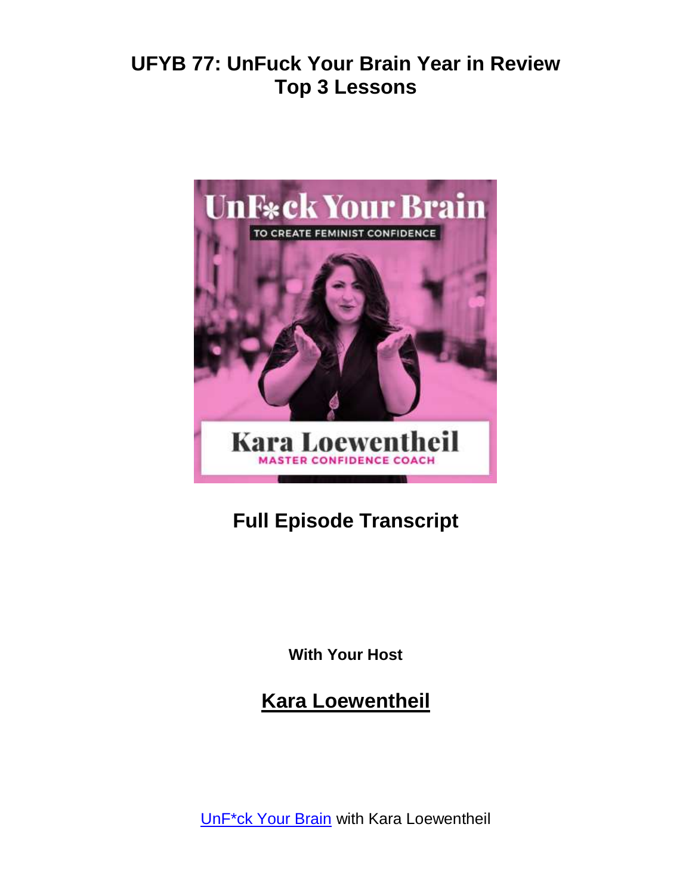# UFYB 77: UnFuck Your Brain Year in Review Top 3 Lessons

## Full Episode Transcript

**With Your Host**

## Kara Loewentheil

UnF*ck Your Brain with Kara Loewentheil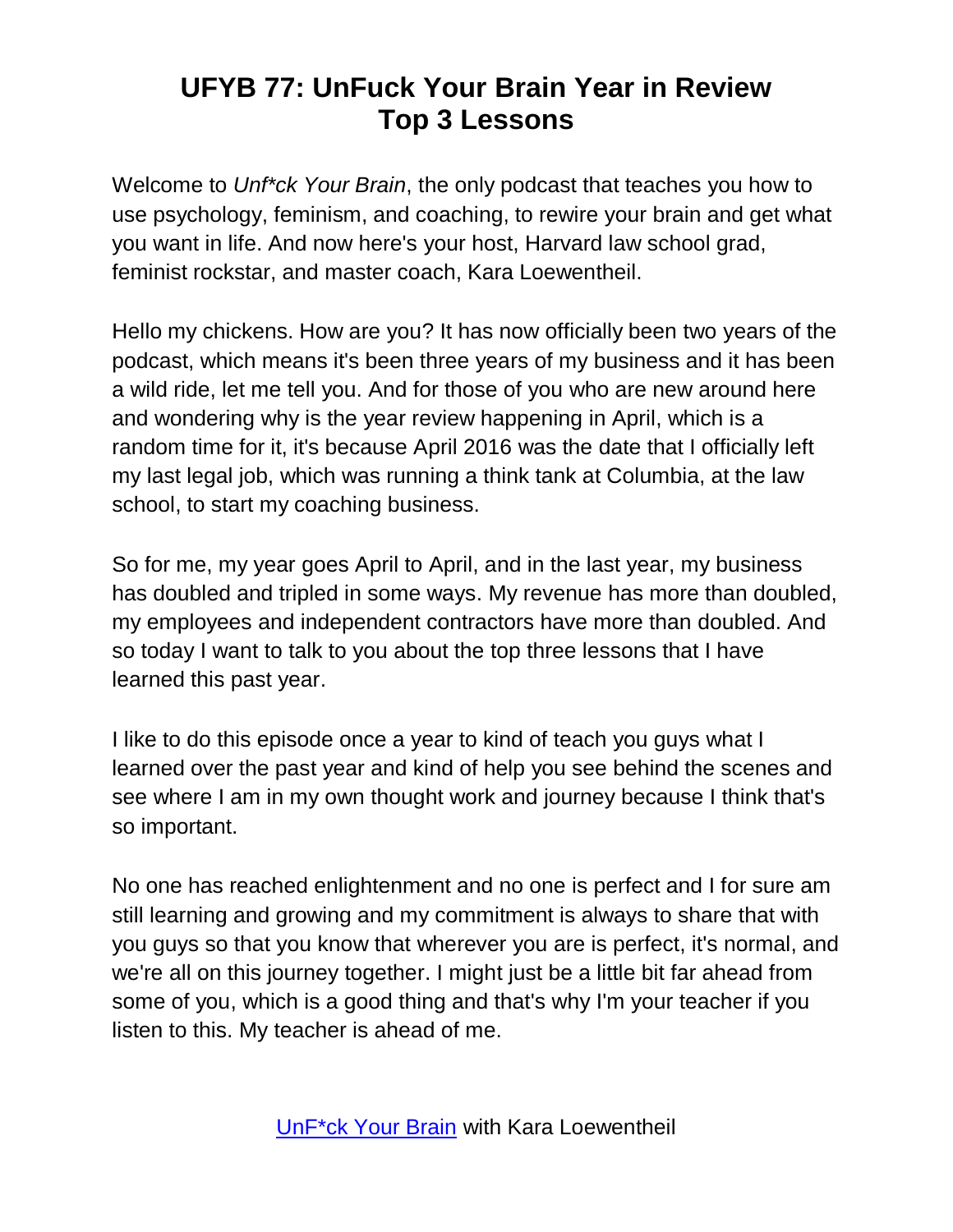# UFYB 77: UnFuck Your Brain Year in Review Top 3 Lessons

Welcome to *Unf*ck Your Brain*, the only podcast that teaches you how to use psychology, feminism, and coaching, to rewire your brain and get what you want in life. And now here's your host, Harvard law school grad, feminist rockstar, and master coach, Kara Loewentheil.

Hello my chickens. How are you? It has now officially been two years of the podcast, which means it's been three years of my business and it has been a wild ride, let me tell you. And for those of you who are new around here and wondering why is the year review happening in April, which is a random time for it, it's because April 2016 was the date that I officially left my last legal job, which was running a think tank at Columbia, at the law school, to start my coaching business.

So for me, my year goes April to April, and in the last year, my business has doubled and tripled in some ways. My revenue has more than doubled, my employees and independent contractors have more than doubled. And so today I want to talk to you about the top three lessons that I have learned this past year.

I like to do this episode once a year to kind of teach you guys what I learned over the past year and kind of help you see behind the scenes and see where I am in my own thought work and journey because I think that's so important.

No one has reached enlightenment and no one is perfect and I for sure am still learning and growing and my commitment is always to share that with you guys so that you know that wherever you are is perfect, it's normal, and we're all on this journey together. I might just be a little bit far ahead from some of you, which is a good thing and that's why I'm your teacher if you listen to this. My teacher is ahead of me.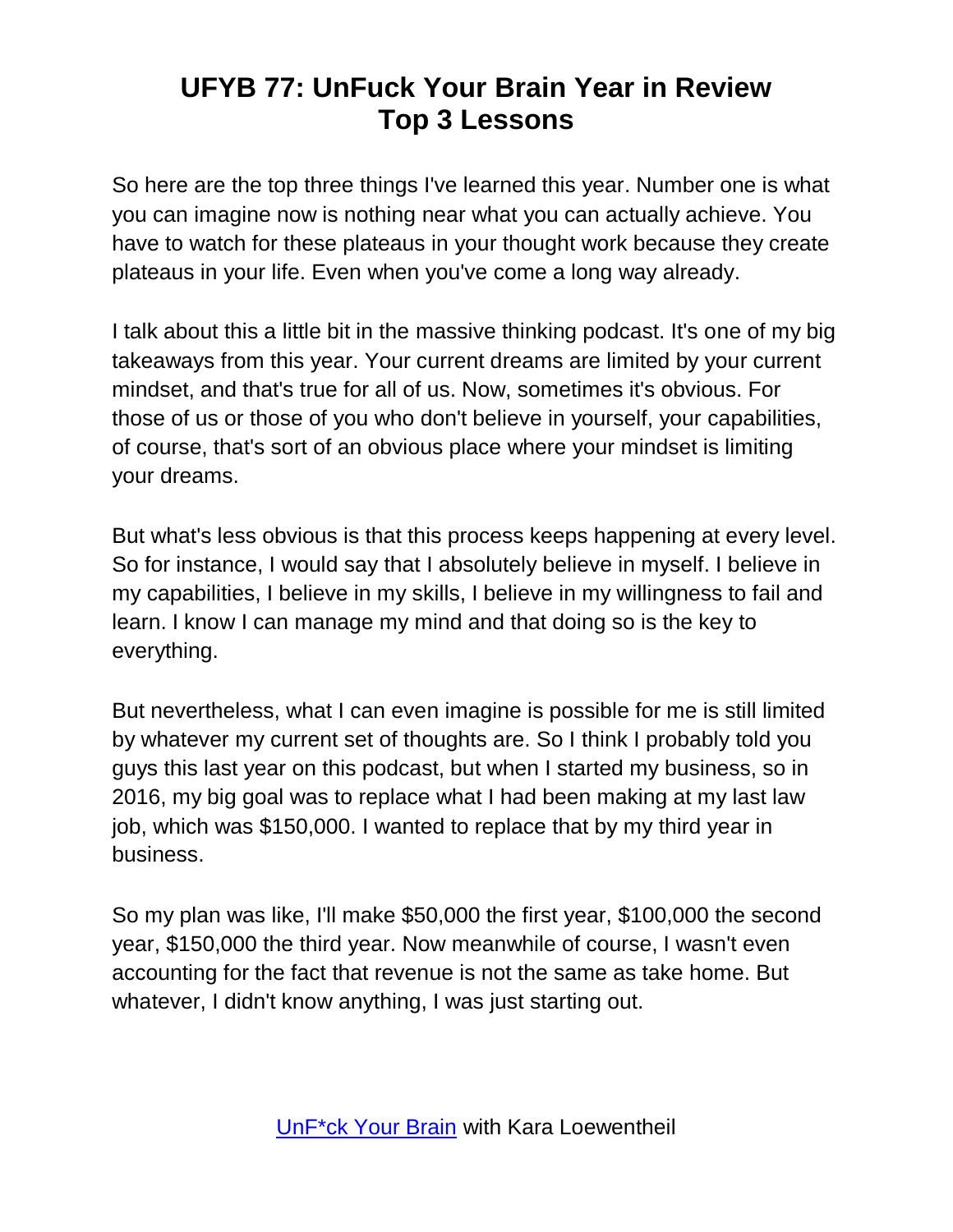# UFYB 77: UnFuck Your Brain Year in Review Top 3 Lessons

So here are the top three things I've learned this year. Number one is what you can imagine now is nothing near what you can actually achieve. You have to watch for these plateaus in your thought work because they create plateaus in your life. Even when you've come a long way already.

I talk about this a little bit in the massive thinking podcast. It's one of my big takeaways from this year. Your current dreams are limited by your current mindset, and that's true for all of us. Now, sometimes it's obvious. For those of us or those of you who don't believe in yourself, your capabilities, of course, that's sort of an obvious place where your mindset is limiting your dreams.

But what's less obvious is that this process keeps happening at every level. So for instance, I would say that I absolutely believe in myself. I believe in my capabilities, I believe in my skills, I believe in my willingness to fail and learn. I know I can manage my mind and that doing so is the key to everything.

But nevertheless, what I can even imagine is possible for me is still limited by whatever my current set of thoughts are. So I think I probably told you guys this last year on this podcast, but when I started my business, so in 2016, my big goal was to replace what I had been making at my last law job, which was $150,000. I wanted to replace that by my third year in business.

So my plan was like, I'll make $50,000 the first year, $100,000 the second year, $150,000 the third year. Now meanwhile of course, I wasn't even accounting for the fact that revenue is not the same as take home. But whatever, I didn't know anything, I was just starting out.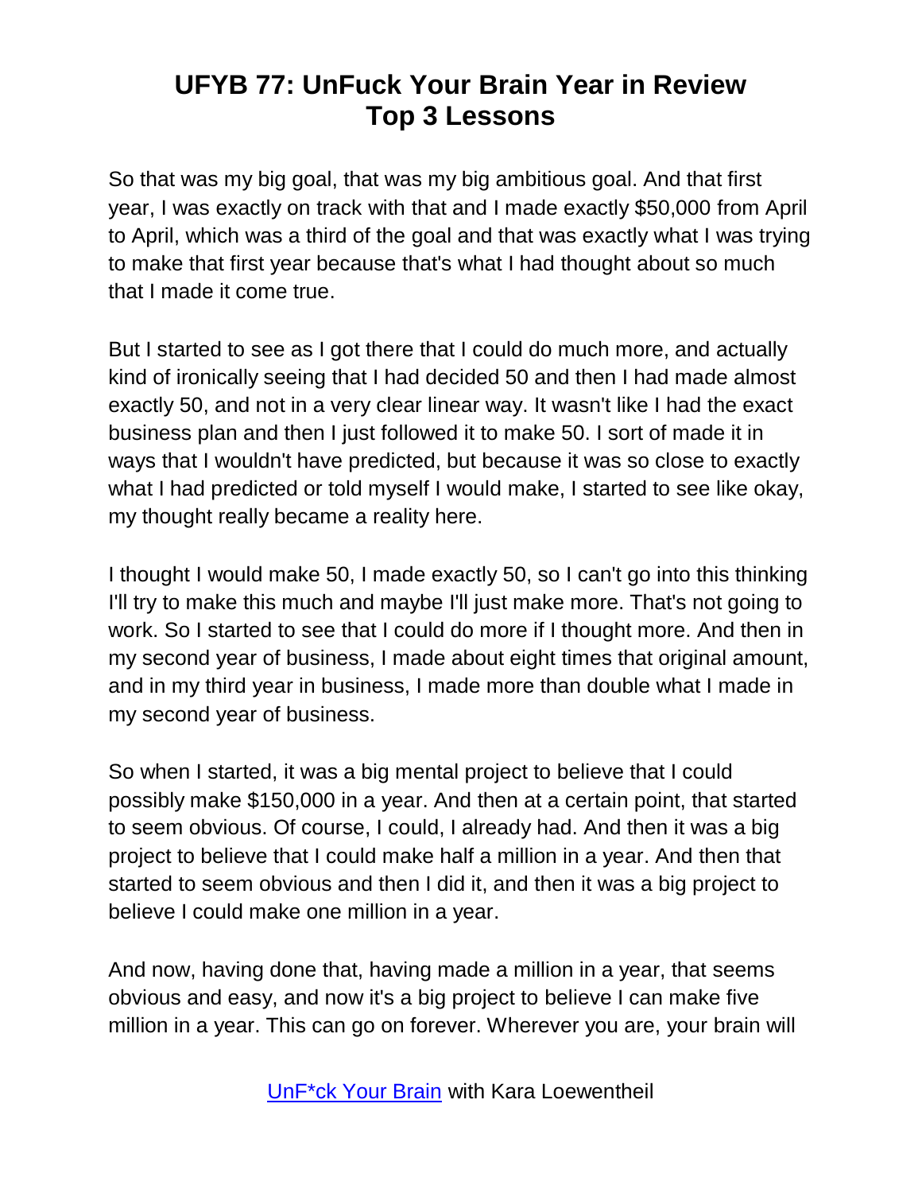# UFYB 77: UnFuck Your Brain Year in Review Top 3 Lessons

So that was my big goal, that was my big ambitious goal. And that first year, I was exactly on track with that and I made exactly $50,000 from April to April, which was a third of the goal and that was exactly what I was trying to make that first year because that's what I had thought about so much that I made it come true.

But I started to see as I got there that I could do much more, and actually kind of ironically seeing that I had decided 50 and then I had made almost exactly 50, and not in a very clear linear way. It wasn't like I had the exact business plan and then I just followed it to make 50. I sort of made it in ways that I wouldn't have predicted, but because it was so close to exactly what I had predicted or told myself I would make, I started to see like okay, my thought really became a reality here.

I thought I would make 50, I made exactly 50, so I can't go into this thinking I'll try to make this much and maybe I'll just make more. That's not going to work. So I started to see that I could do more if I thought more. And then in my second year of business, I made about eight times that original amount, and in my third year in business, I made more than double what I made in my second year of business.

So when I started, it was a big mental project to believe that I could possibly make $150,000 in a year. And then at a certain point, that started to seem obvious. Of course, I could, I already had. And then it was a big project to believe that I could make half a million in a year. And then that started to seem obvious and then I did it, and then it was a big project to believe I could make one million in a year.

And now, having done that, having made a million in a year, that seems obvious and easy, and now it's a big project to believe I can make five million in a year. This can go on forever. Wherever you are, your brain will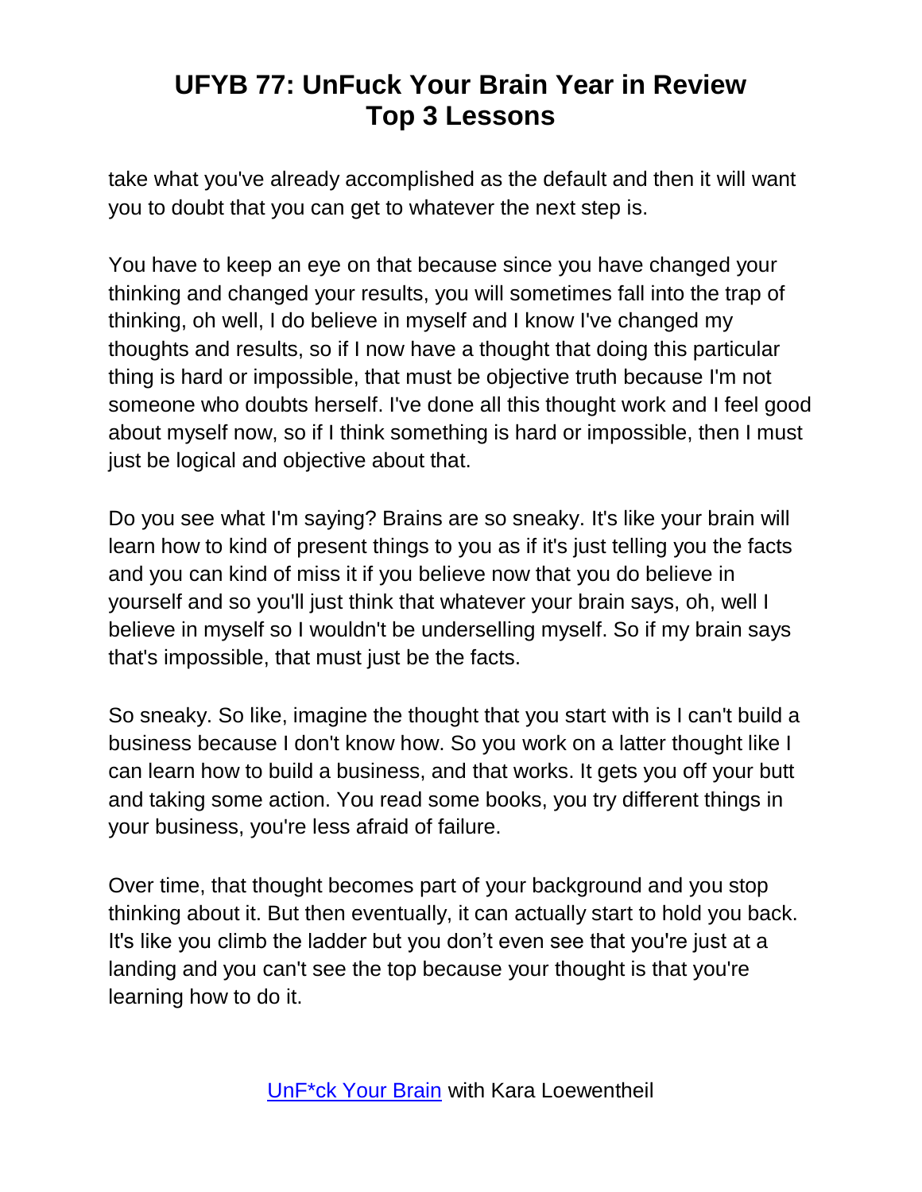take what you've already accomplished as the default and then it will want you to doubt that you can get to whatever the next step is.

You have to keep an eye on that because since you have changed your thinking and changed your results, you will sometimes fall into the trap of thinking, oh well, I do believe in myself and I know I've changed my thoughts and results, so if I now have a thought that doing this particular thing is hard or impossible, that must be objective truth because I'm not someone who doubts herself. I've done all this thought work and I feel good about myself now, so if I think something is hard or impossible, then I must just be logical and objective about that.

Do you see what I'm saying? Brains are so sneaky. It's like your brain will learn how to kind of present things to you as if it's just telling you the facts and you can kind of miss it if you believe now that you do believe in yourself and so you'll just think that whatever your brain says, oh, well I believe in myself so I wouldn't be underselling myself. So if my brain says that's impossible, that must just be the facts.

So sneaky. So like, imagine the thought that you start with is I can't build a business because I don't know how. So you work on a latter thought like I can learn how to build a business, and that works. It gets you off your butt and taking some action. You read some books, you try different things in your business, you're less afraid of failure.

Over time, that thought becomes part of your background and you stop thinking about it. But then eventually, it can actually start to hold you back. It's like you climb the ladder but you don't even see that you're just at a landing and you can't see the top because your thought is that you're learning how to do it.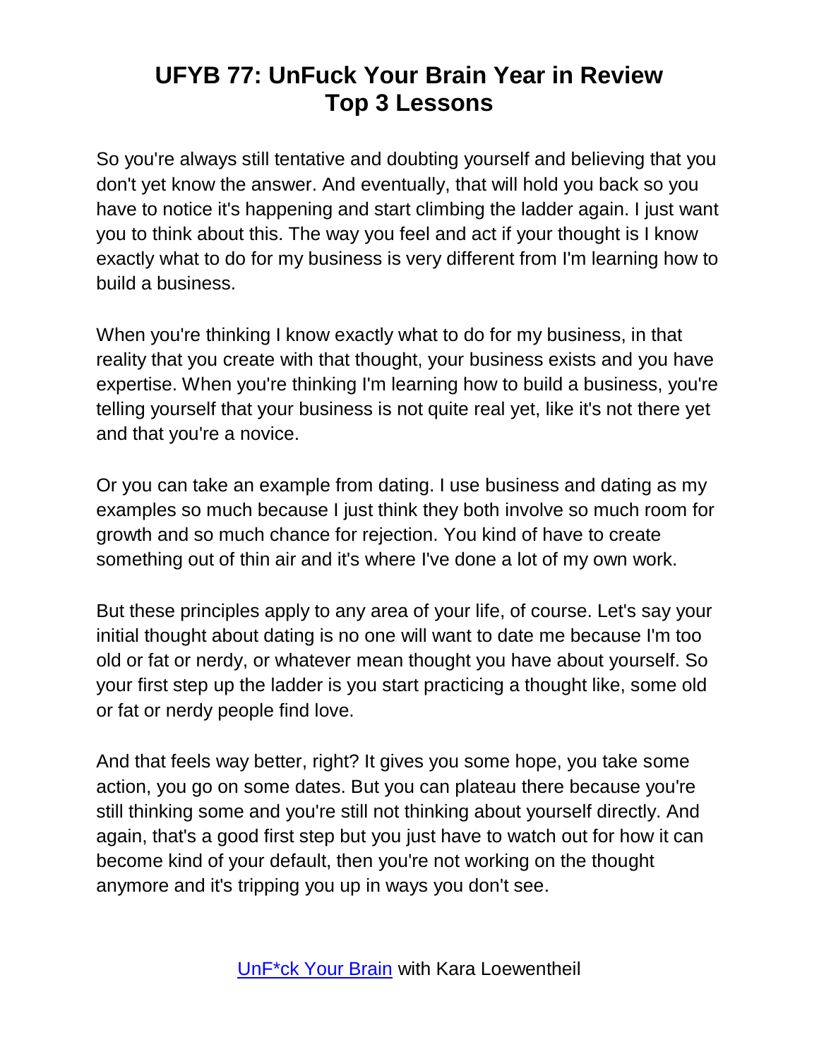So you're always still tentative and doubting yourself and believing that you don't yet know the answer. And eventually, that will hold you back so you have to notice it's happening and start climbing the ladder again. I just want you to think about this. The way you feel and act if your thought is I know exactly what to do for my business is very different from I'm learning how to build a business.

When you're thinking I know exactly what to do for my business, in that reality that you create with that thought, your business exists and you have expertise. When you're thinking I'm learning how to build a business, you're telling yourself that your business is not quite real yet, like it's not there yet and that you're a novice.

Or you can take an example from dating. I use business and dating as my examples so much because I just think they both involve so much room for growth and so much chance for rejection. You kind of have to create something out of thin air and it's where I've done a lot of my own work.

But these principles apply to any area of your life, of course. Let's say your initial thought about dating is no one will want to date me because I'm too old or fat or nerdy, or whatever mean thought you have about yourself. So your first step up the ladder is you start practicing a thought like, some old or fat or nerdy people find love.

And that feels way better, right? It gives you some hope, you take some action, you go on some dates. But you can plateau there because you're still thinking some and you're still not thinking about yourself directly. And again, that's a good first step but you just have to watch out for how it can become kind of your default, then you're not working on the thought anymore and it's tripping you up in ways you don't see.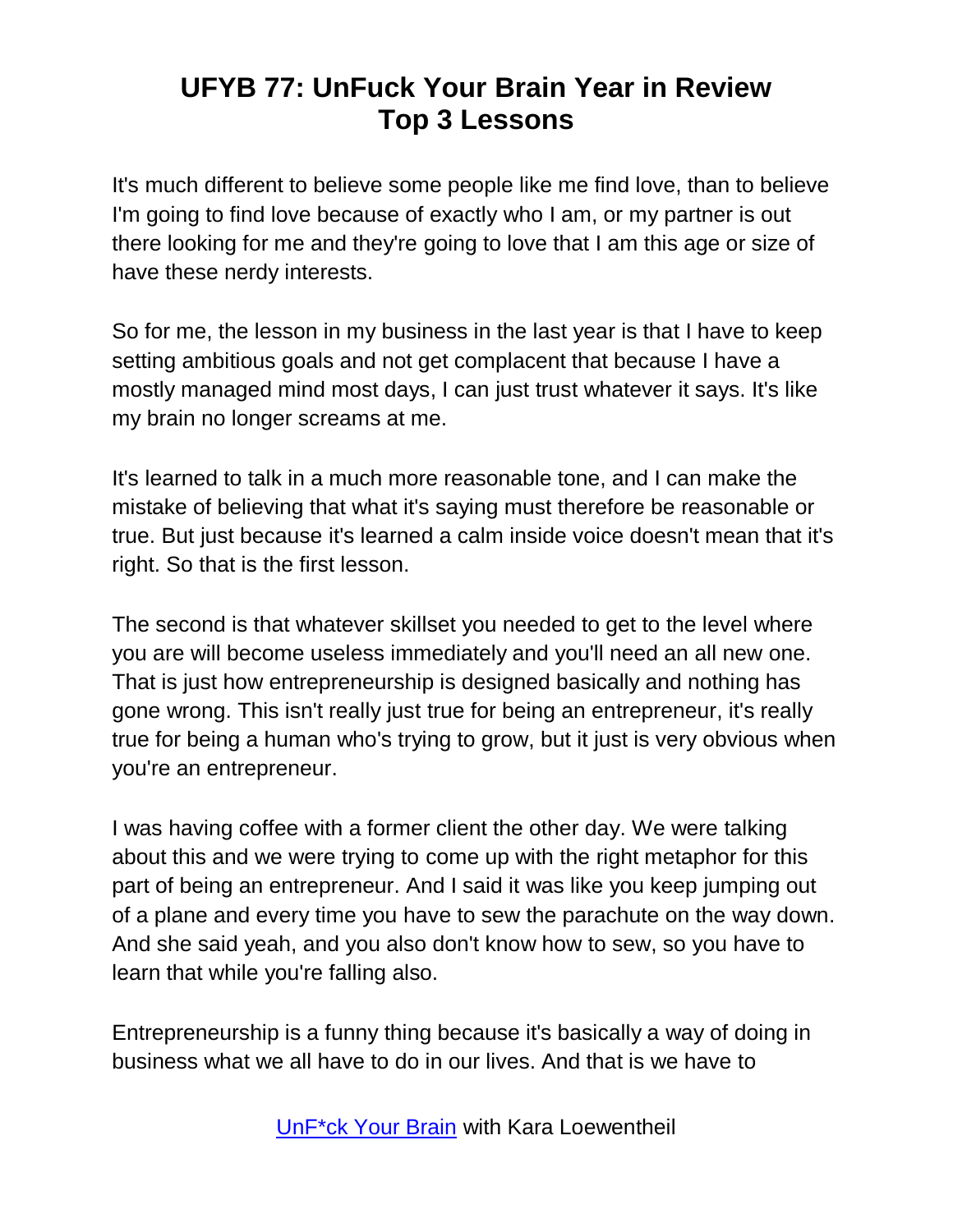It's much different to believe some people like me find love, than to believe I'm going to find love because of exactly who I am, or my partner is out there looking for me and they're going to love that I am this age or size of have these nerdy interests.

So for me, the lesson in my business in the last year is that I have to keep setting ambitious goals and not get complacent that because I have a mostly managed mind most days, I can just trust whatever it says. It's like my brain no longer screams at me.

It's learned to talk in a much more reasonable tone, and I can make the mistake of believing that what it's saying must therefore be reasonable or true. But just because it's learned a calm inside voice doesn't mean that it's right. So that is the first lesson.

The second is that whatever skillset you needed to get to the level where you are will become useless immediately and you'll need an all new one. That is just how entrepreneurship is designed basically and nothing has gone wrong. This isn't really just true for being an entrepreneur, it's really true for being a human who's trying to grow, but it just is very obvious when you're an entrepreneur.

I was having coffee with a former client the other day. We were talking about this and we were trying to come up with the right metaphor for this part of being an entrepreneur. And I said it was like you keep jumping out of a plane and every time you have to sew the parachute on the way down. And she said yeah, and you also don't know how to sew, so you have to learn that while you're falling also.

Entrepreneurship is a funny thing because it's basically a way of doing in business what we all have to do in our lives. And that is we have to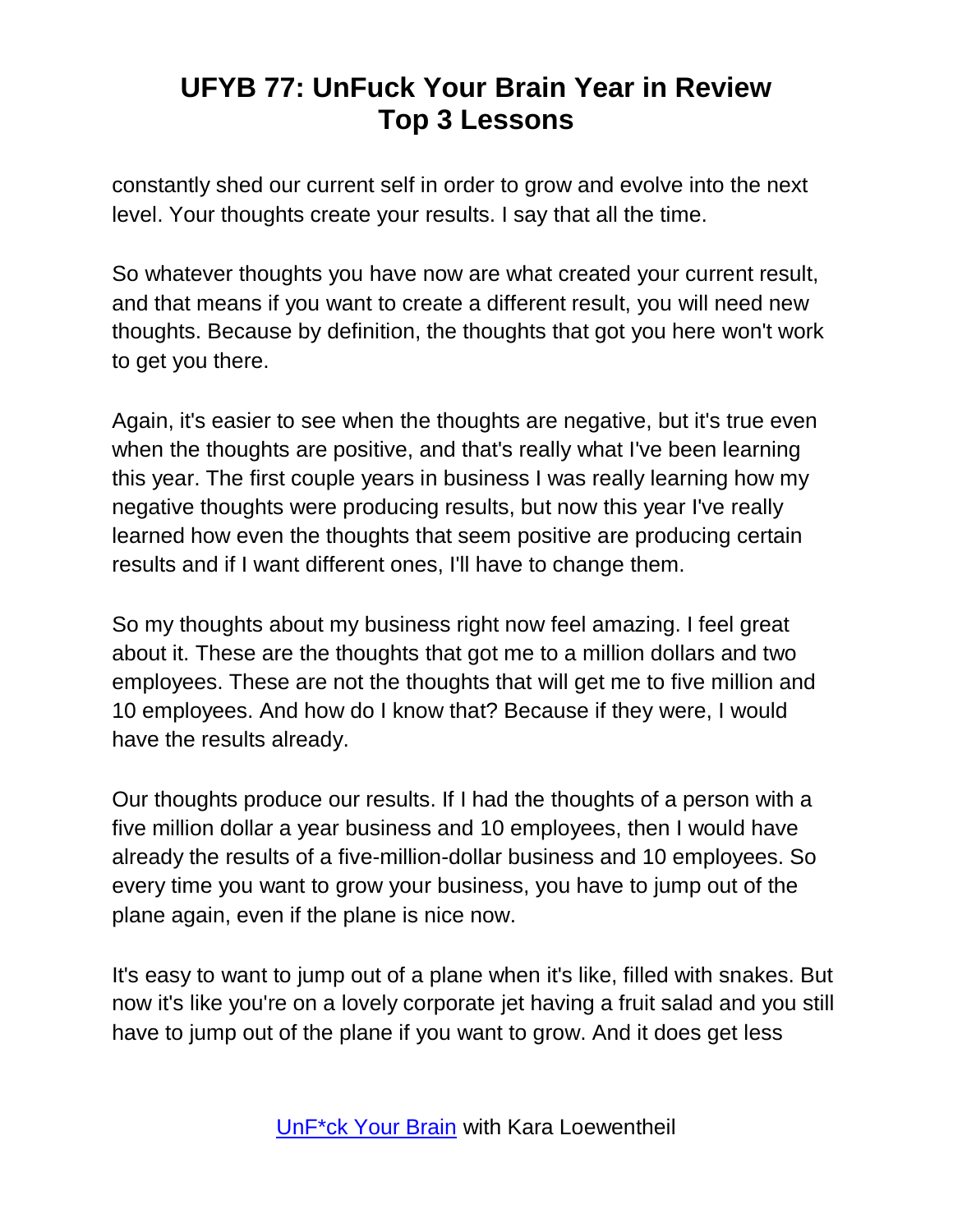constantly shed our current self in order to grow and evolve into the next level. Your thoughts create your results. I say that all the time.

So whatever thoughts you have now are what created your current result, and that means if you want to create a different result, you will need new thoughts. Because by definition, the thoughts that got you here won't work to get you there.

Again, it's easier to see when the thoughts are negative, but it's true even when the thoughts are positive, and that's really what I've been learning this year. The first couple years in business I was really learning how my negative thoughts were producing results, but now this year I've really learned how even the thoughts that seem positive are producing certain results and if I want different ones, I'll have to change them.

So my thoughts about my business right now feel amazing. I feel great about it. These are the thoughts that got me to a million dollars and two employees. These are not the thoughts that will get me to five million and 10 employees. And how do I know that? Because if they were, I would have the results already.

Our thoughts produce our results. If I had the thoughts of a person with a five million dollar a year business and 10 employees, then I would have already the results of a five-million-dollar business and 10 employees. So every time you want to grow your business, you have to jump out of the plane again, even if the plane is nice now.

It's easy to want to jump out of a plane when it's like, filled with snakes. But now it's like you're on a lovely corporate jet having a fruit salad and you still have to jump out of the plane if you want to grow. And it does get less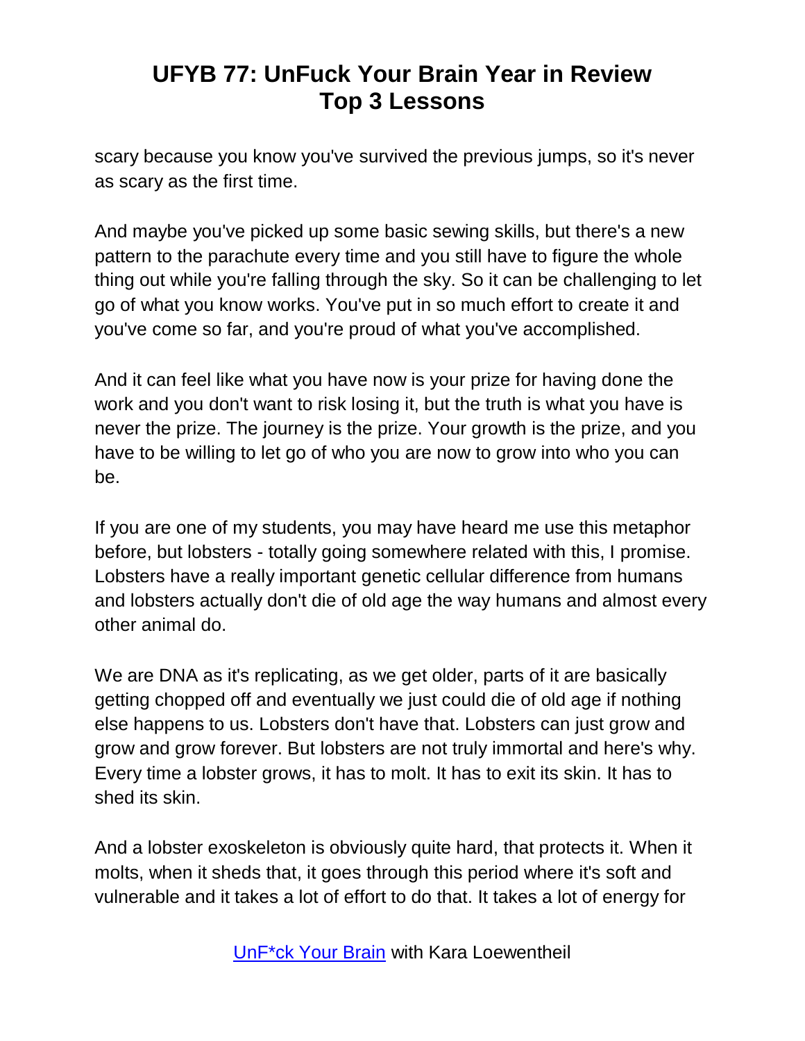scary because you know you've survived the previous jumps, so it's never as scary as the first time.

And maybe you've picked up some basic sewing skills, but there's a new pattern to the parachute every time and you still have to figure the whole thing out while you're falling through the sky. So it can be challenging to let go of what you know works. You've put in so much effort to create it and you've come so far, and you're proud of what you've accomplished.

And it can feel like what you have now is your prize for having done the work and you don't want to risk losing it, but the truth is what you have is never the prize. The journey is the prize. Your growth is the prize, and you have to be willing to let go of who you are now to grow into who you can be.

If you are one of my students, you may have heard me use this metaphor before, but lobsters - totally going somewhere related with this, I promise. Lobsters have a really important genetic cellular difference from humans and lobsters actually don't die of old age the way humans and almost every other animal do.

We are DNA as it's replicating, as we get older, parts of it are basically getting chopped off and eventually we just could die of old age if nothing else happens to us. Lobsters don't have that. Lobsters can just grow and grow and grow forever. But lobsters are not truly immortal and here's why. Every time a lobster grows, it has to molt. It has to exit its skin. It has to shed its skin.

And a lobster exoskeleton is obviously quite hard, that protects it. When it molts, when it sheds that, it goes through this period where it's soft and vulnerable and it takes a lot of effort to do that. It takes a lot of energy for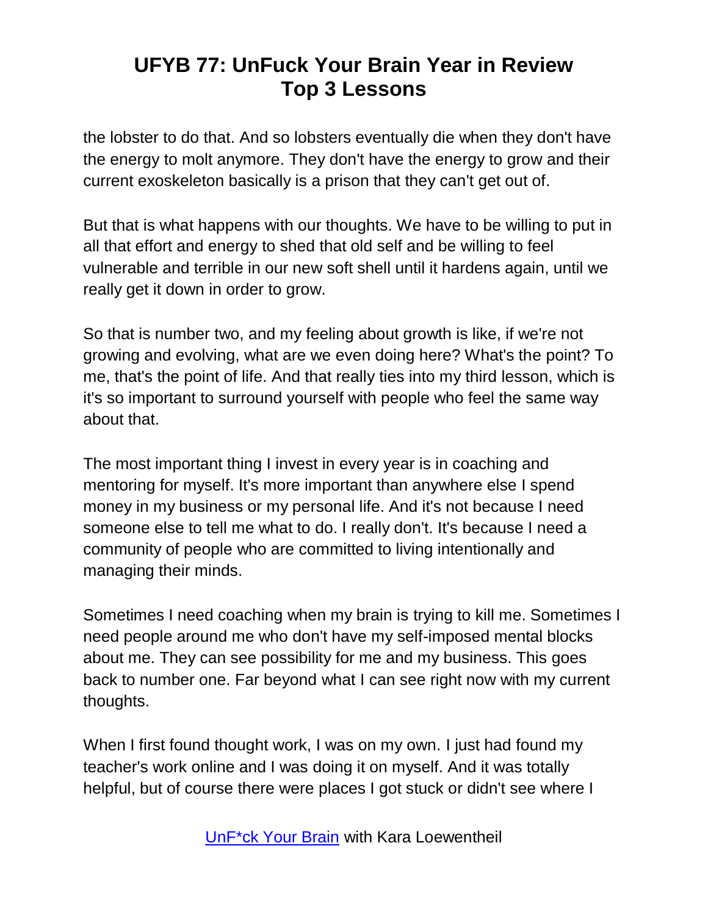the lobster to do that. And so lobsters eventually die when they don't have the energy to molt anymore. They don't have the energy to grow and their current exoskeleton basically is a prison that they can't get out of.

But that is what happens with our thoughts. We have to be willing to put in all that effort and energy to shed that old self and be willing to feel vulnerable and terrible in our new soft shell until it hardens again, until we really get it down in order to grow.

So that is number two, and my feeling about growth is like, if we're not growing and evolving, what are we even doing here? What's the point? To me, that's the point of life. And that really ties into my third lesson, which is it's so important to surround yourself with people who feel the same way about that.

The most important thing I invest in every year is in coaching and mentoring for myself. It's more important than anywhere else I spend money in my business or my personal life. And it's not because I need someone else to tell me what to do. I really don't. It's because I need a community of people who are committed to living intentionally and managing their minds.

Sometimes I need coaching when my brain is trying to kill me. Sometimes I need people around me who don't have my self-imposed mental blocks about me. They can see possibility for me and my business. This goes back to number one. Far beyond what I can see right now with my current thoughts.

When I first found thought work, I was on my own. I just had found my teacher's work online and I was doing it on myself. And it was totally helpful, but of course there were places I got stuck or didn't see where I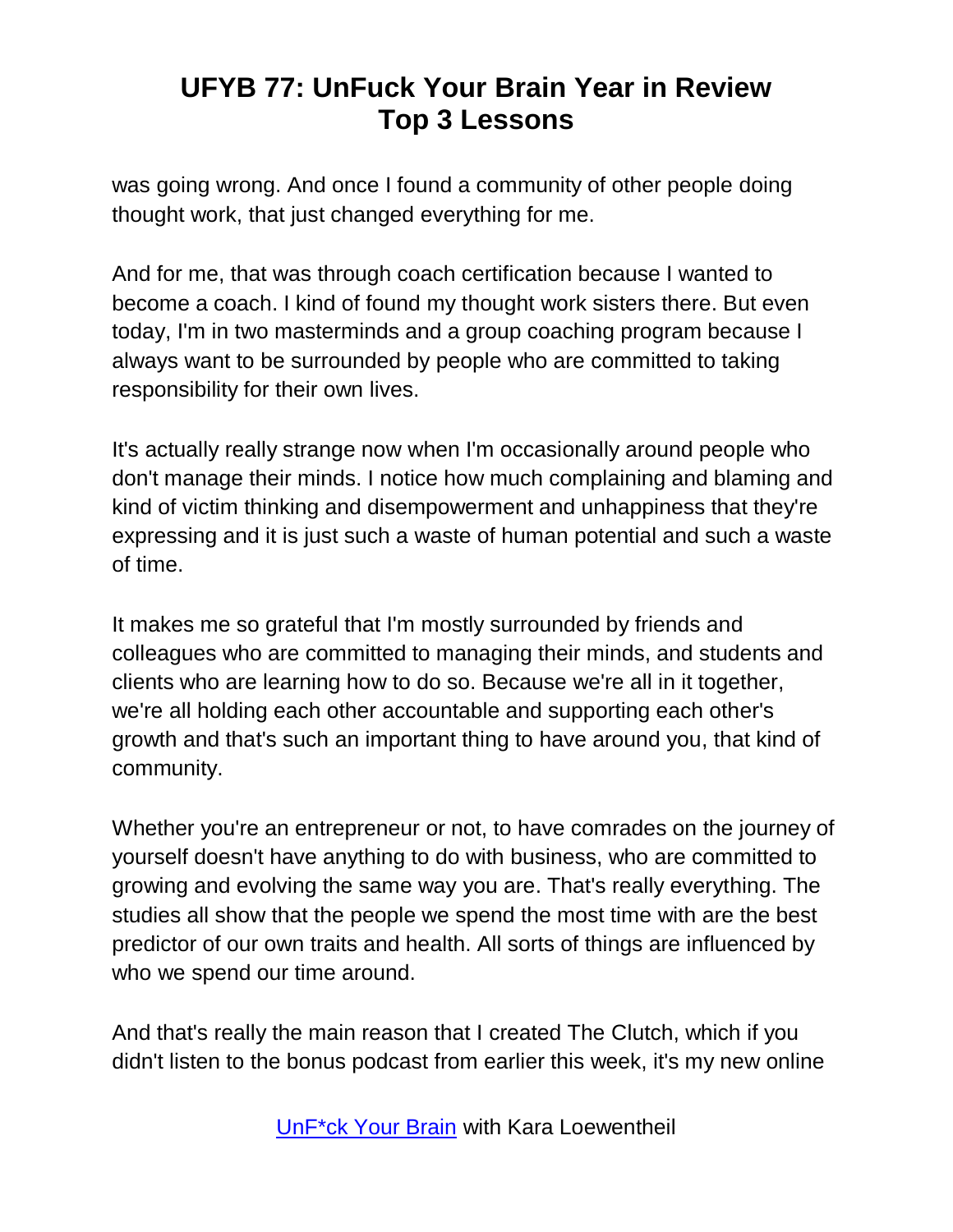was going wrong. And once I found a community of other people doing thought work, that just changed everything for me.

And for me, that was through coach certification because I wanted to become a coach. I kind of found my thought work sisters there. But even today, I'm in two masterminds and a group coaching program because I always want to be surrounded by people who are committed to taking responsibility for their own lives.

It's actually really strange now when I'm occasionally around people who don't manage their minds. I notice how much complaining and blaming and kind of victim thinking and disempowerment and unhappiness that they're expressing and it is just such a waste of human potential and such a waste of time.

It makes me so grateful that I'm mostly surrounded by friends and colleagues who are committed to managing their minds, and students and clients who are learning how to do so. Because we're all in it together, we're all holding each other accountable and supporting each other's growth and that's such an important thing to have around you, that kind of community.

Whether you're an entrepreneur or not, to have comrades on the journey of yourself doesn't have anything to do with business, who are committed to growing and evolving the same way you are. That's really everything. The studies all show that the people we spend the most time with are the best predictor of our own traits and health. All sorts of things are influenced by who we spend our time around.

And that's really the main reason that I created The Clutch, which if you didn't listen to the bonus podcast from earlier this week, it's my new online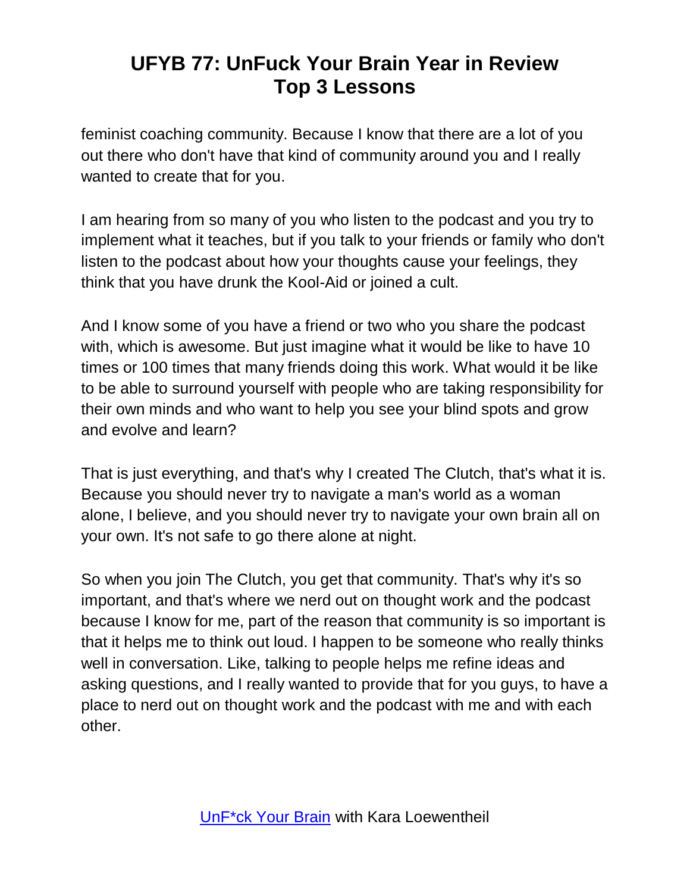feminist coaching community. Because I know that there are a lot of you out there who don't have that kind of community around you and I really wanted to create that for you.

I am hearing from so many of you who listen to the podcast and you try to implement what it teaches, but if you talk to your friends or family who don't listen to the podcast about how your thoughts cause your feelings, they think that you have drunk the Kool-Aid or joined a cult.

And I know some of you have a friend or two who you share the podcast with, which is awesome. But just imagine what it would be like to have 10 times or 100 times that many friends doing this work. What would it be like to be able to surround yourself with people who are taking responsibility for their own minds and who want to help you see your blind spots and grow and evolve and learn?

That is just everything, and that's why I created The Clutch, that's what it is. Because you should never try to navigate a man's world as a woman alone, I believe, and you should never try to navigate your own brain all on your own. It's not safe to go there alone at night.

So when you join The Clutch, you get that community. That's why it's so important, and that's where we nerd out on thought work and the podcast because I know for me, part of the reason that community is so important is that it helps me to think out loud. I happen to be someone who really thinks well in conversation. Like, talking to people helps me refine ideas and asking questions, and I really wanted to provide that for you guys, to have a place to nerd out on thought work and the podcast with me and with each other.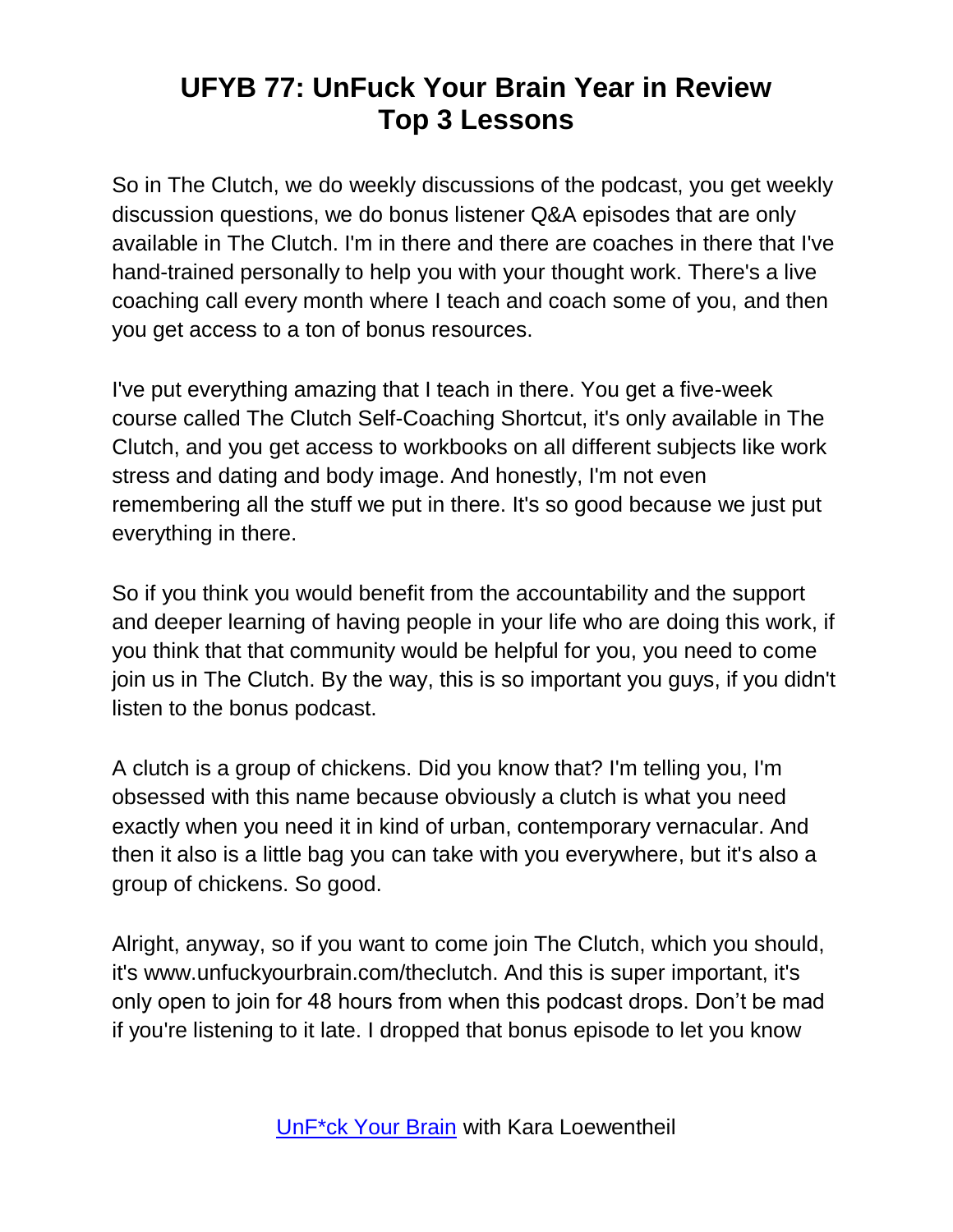So in The Clutch, we do weekly discussions of the podcast, you get weekly discussion questions, we do bonus listener Q&A episodes that are only available in The Clutch. I'm in there and there are coaches in there that I've hand-trained personally to help you with your thought work. There's a live coaching call every month where I teach and coach some of you, and then you get access to a ton of bonus resources.

I've put everything amazing that I teach in there. You get a five-week course called The Clutch Self-Coaching Shortcut, it's only available in The Clutch, and you get access to workbooks on all different subjects like work stress and dating and body image. And honestly, I'm not even remembering all the stuff we put in there. It's so good because we just put everything in there.

So if you think you would benefit from the accountability and the support and deeper learning of having people in your life who are doing this work, if you think that that community would be helpful for you, you need to come join us in The Clutch. By the way, this is so important you guys, if you didn't listen to the bonus podcast.

A clutch is a group of chickens. Did you know that? I'm telling you, I'm obsessed with this name because obviously a clutch is what you need exactly when you need it in kind of urban, contemporary vernacular. And then it also is a little bag you can take with you everywhere, but it's also a group of chickens. So good.

Alright, anyway, so if you want to come join The Clutch, which you should, it's www.unfuckyourbrain.com/theclutch. And this is super important, it's only open to join for 48 hours from when this podcast drops. Don't be mad if you're listening to it late. I dropped that bonus episode to let you know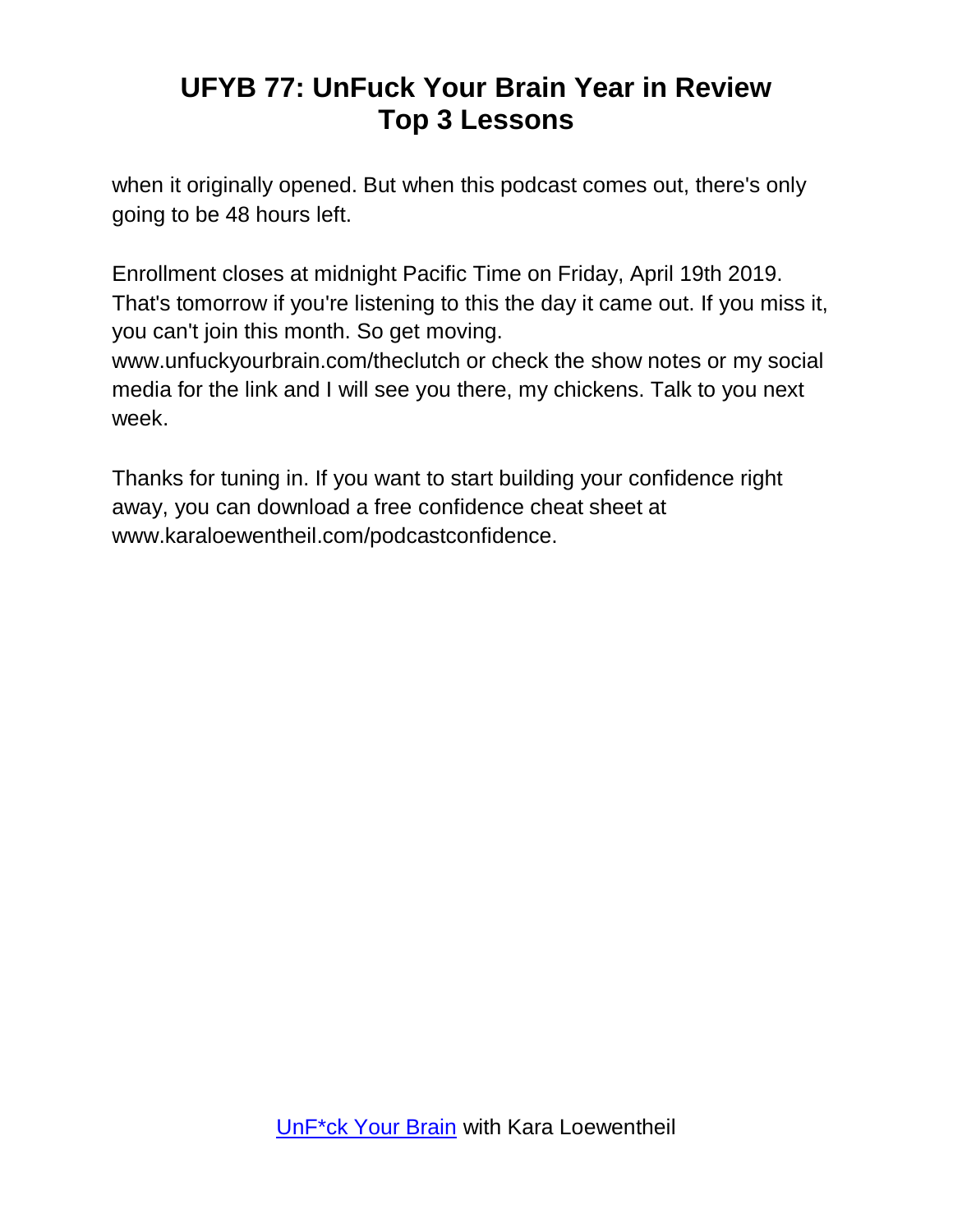when it originally opened. But when this podcast comes out, there's only going to be 48 hours left.

Enrollment closes at midnight Pacific Time on Friday, April 19th 2019. That's tomorrow if you're listening to this the day it came out. If you miss it, you can't join this month. So get moving. www.unfuckyourbrain.com/theclutch or check the show notes or my social media for the link and I will see you there, my chickens. Talk to you next week.

Thanks for tuning in. If you want to start building your confidence right away, you can download a free confidence cheat sheet at www.karaloewentheil.com/podcastconfidence.